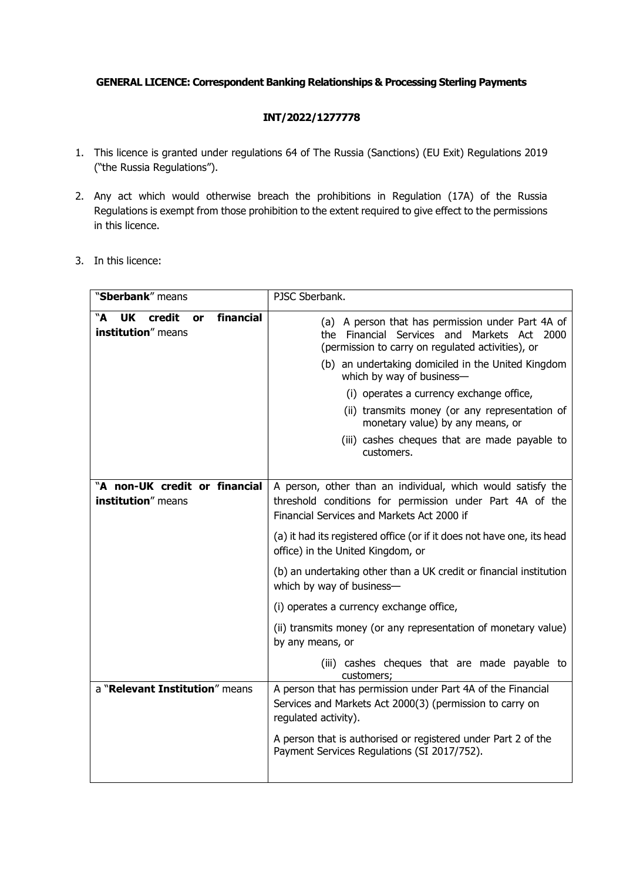**GENERAL LICENCE: Correspondent Banking Relationships & Processing Sterling Payments**

**INT/2022/1277778**

1. This licence is granted under regulations 64 of The Russia (Sanctions) (EU Exit) Regulations 2019 ("the Russia Regulations").

2. Any act which would otherwise breach the prohibitions in Regulation (17A) of the Russia Regulations is exempt from those prohibition to the extent required to give effect to the permissions in this licence.

3. In this licence:

| | |
|---|---|
| "**Sberbank**" means | PJSC Sberbank. |
| "**A UK credit or financial institution**" means | (a) A person that has permission under Part 4A of the Financial Services and Markets Act 2000 (permission to carry on regulated activities), or<br>(b) an undertaking domiciled in the United Kingdom which by way of business—<br>(i) operates a currency exchange office,<br>(ii) transmits money (or any representation of monetary value) by any means, or<br>(iii) cashes cheques that are made payable to customers. |
| "**A non-UK credit or financial institution**" means | A person, other than an individual, which would satisfy the threshold conditions for permission under Part 4A of the Financial Services and Markets Act 2000 if<br>(a) it had its registered office (or if it does not have one, its head office) in the United Kingdom, or<br>(b) an undertaking other than a UK credit or financial institution which by way of business—<br>(i) operates a currency exchange office,<br>(ii) transmits money (or any representation of monetary value) by any means, or<br>(iii) cashes cheques that are made payable to customers; |
| a "**Relevant Institution**" means | A person that has permission under Part 4A of the Financial Services and Markets Act 2000(3) (permission to carry on regulated activity).<br>A person that is authorised or registered under Part 2 of the Payment Services Regulations (SI 2017/752). |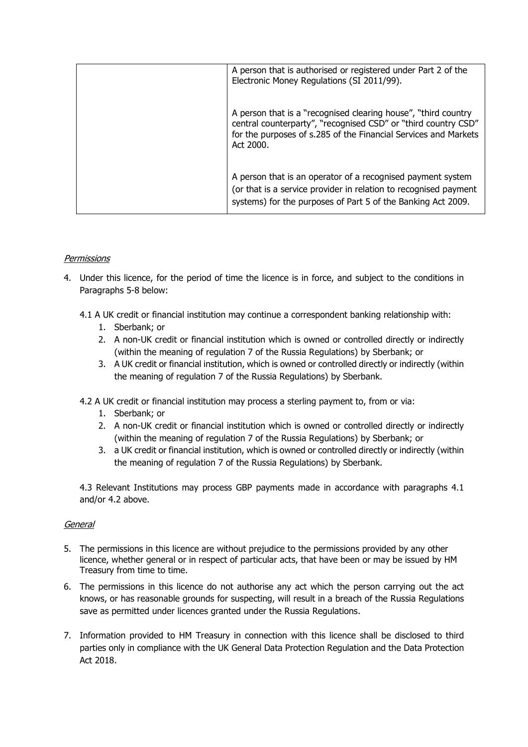| | |
|---|---|
| | A person that is authorised or registered under Part 2 of the Electronic Money Regulations (SI 2011/99). |
| | A person that is a "recognised clearing house", "third country central counterparty", "recognised CSD" or "third country CSD" for the purposes of s.285 of the Financial Services and Markets Act 2000. |
| | A person that is an operator of a recognised payment system (or that is a service provider in relation to recognised payment systems) for the purposes of Part 5 of the Banking Act 2009. |

*Permissions*

4. Under this licence, for the period of time the licence is in force, and subject to the conditions in Paragraphs 5-8 below:

   4.1 A UK credit or financial institution may continue a correspondent banking relationship with:
   1. Sberbank; or
   2. A non-UK credit or financial institution which is owned or controlled directly or indirectly (within the meaning of regulation 7 of the Russia Regulations) by Sberbank; or
   3. A UK credit or financial institution, which is owned or controlled directly or indirectly (within the meaning of regulation 7 of the Russia Regulations) by Sberbank.

   4.2 A UK credit or financial institution may process a sterling payment to, from or via:
   1. Sberbank; or
   2. A non-UK credit or financial institution which is owned or controlled directly or indirectly (within the meaning of regulation 7 of the Russia Regulations) by Sberbank; or
   3. a UK credit or financial institution, which is owned or controlled directly or indirectly (within the meaning of regulation 7 of the Russia Regulations) by Sberbank.

   4.3 Relevant Institutions may process GBP payments made in accordance with paragraphs 4.1 and/or 4.2 above.

*General*

5. The permissions in this licence are without prejudice to the permissions provided by any other licence, whether general or in respect of particular acts, that have been or may be issued by HM Treasury from time to time.
6. The permissions in this licence do not authorise any act which the person carrying out the act knows, or has reasonable grounds for suspecting, will result in a breach of the Russia Regulations save as permitted under licences granted under the Russia Regulations.
7. Information provided to HM Treasury in connection with this licence shall be disclosed to third parties only in compliance with the UK General Data Protection Regulation and the Data Protection Act 2018.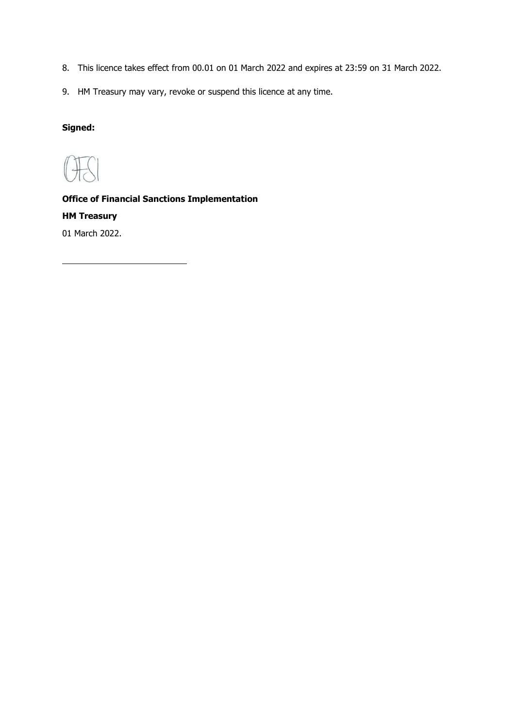8. This licence takes effect from 00.01 on 01 March 2022 and expires at 23:59 on 31 March 2022.
9. HM Treasury may vary, revoke or suspend this licence at any time.

**Signed:**

OFSI

**Office of Financial Sanctions Implementation**

**HM Treasury**

01 March 2022.